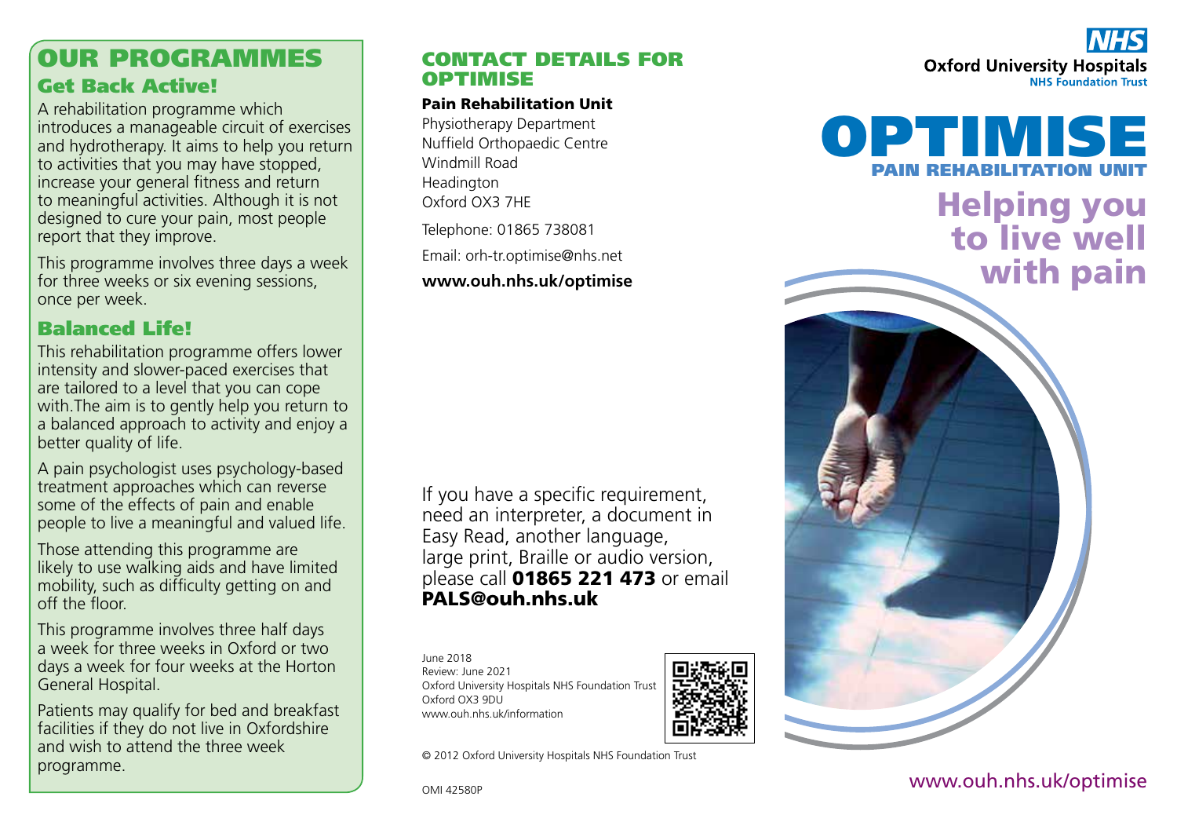## OUR PROGRAMMES

### Get Back Active!

A rehabilitation programme which introduces a manageable circuit of exercises and hydrotherapy. It aims to help you return to activities that you may have stopped, increase your general fitness and return to meaningful activities. Although it is not designed to cure your pain, most people report that they improve.

This programme involves three days a week for three weeks or six evening sessions, once per week.

### Balanced Life!

This rehabilitation programme offers lower intensity and slower-paced exercises that are tailored to a level that you can cope with.The aim is to gently help you return to a balanced approach to activity and enjoy a better quality of life.

A pain psychologist uses psychology-based treatment approaches which can reverse some of the effects of pain and enable people to live a meaningful and valued life.

Those attending this programme are likely to use walking aids and have limited mobility, such as difficulty getting on and off the floor.

This programme involves three half days a week for three weeks in Oxford or two days a week for four weeks at the Horton General Hospital.

Patients may qualify for bed and breakfast facilities if they do not live in Oxfordshire and wish to attend the three week programme.

## CONTACT DETAILS FOR OPTIMISE

**Pain Rehabilitation Unit**

Physiotherapy Department
Nuffield Orthopaedic Centre
Windmill Road
Headington
Oxford OX3 7HE

Telephone: 01865 738081

Email: orh-tr.optimise@nhs.net

**www.ouh.nhs.uk/optimise**

If you have a specific requirement, need an interpreter, a document in Easy Read, another language, large print, Braille or audio version, please call **01865 221 473** or email **PALS@ouh.nhs.uk**

June 2018
Review: June 2021
Oxford University Hospitals NHS Foundation Trust
Oxford OX3 9DU
www.ouh.nhs.uk/information

© 2012 Oxford University Hospitals NHS Foundation Trust

OMI 42580P

NHS
Oxford University Hospitals
NHS Foundation Trust

# OPTIMISE

PAIN REHABILITATION UNIT

## Helping you to live well with pain

www.ouh.nhs.uk/optimise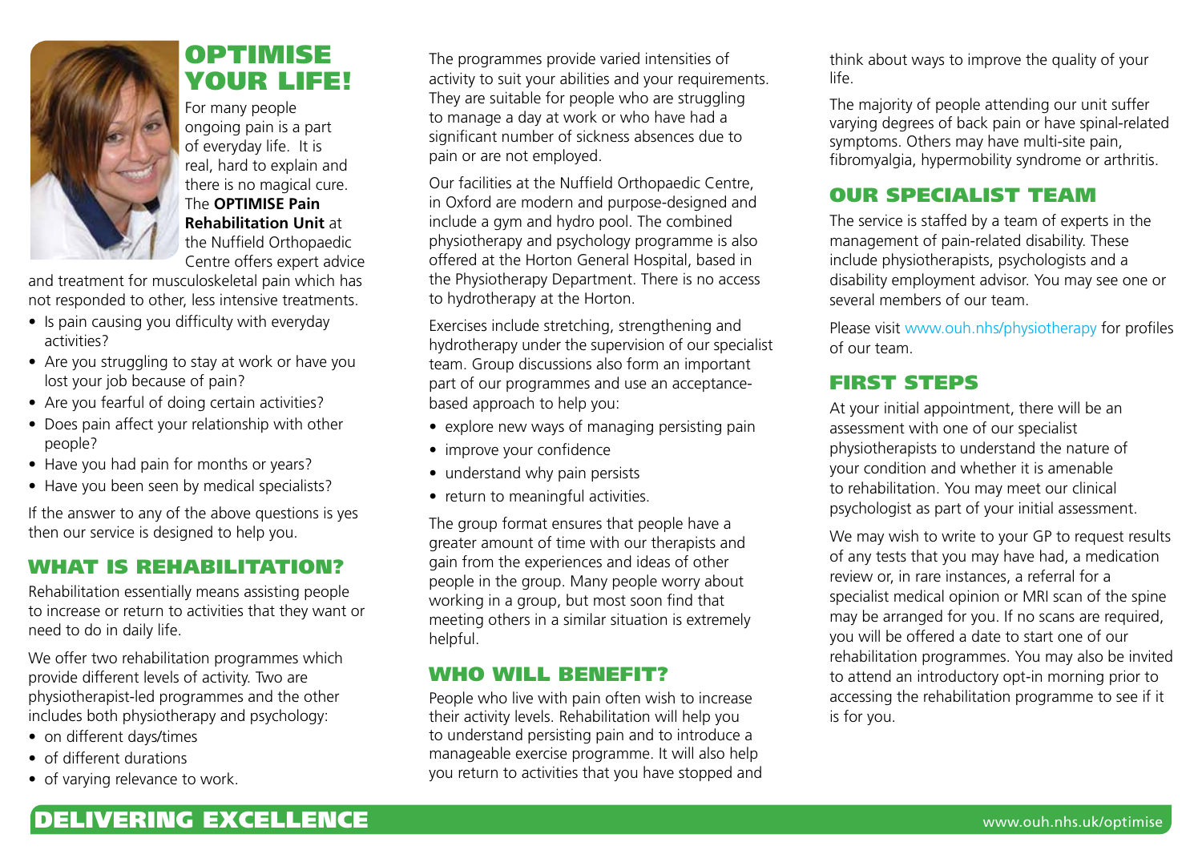# OPTIMISE YOUR LIFE!

For many people ongoing pain is a part of everyday life. It is real, hard to explain and there is no magical cure. The **OPTIMISE Pain Rehabilitation Unit** at the Nuffield Orthopaedic Centre offers expert advice and treatment for musculoskeletal pain which has not responded to other, less intensive treatments.

- Is pain causing you difficulty with everyday activities?
- Are you struggling to stay at work or have you lost your job because of pain?
- Are you fearful of doing certain activities?
- Does pain affect your relationship with other people?
- Have you had pain for months or years?
- Have you been seen by medical specialists?

If the answer to any of the above questions is yes then our service is designed to help you.

## WHAT IS REHABILITATION?

Rehabilitation essentially means assisting people to increase or return to activities that they want or need to do in daily life.

We offer two rehabilitation programmes which provide different levels of activity. Two are physiotherapist-led programmes and the other includes both physiotherapy and psychology:

- on different days/times
- of different durations
- of varying relevance to work.

The programmes provide varied intensities of activity to suit your abilities and your requirements. They are suitable for people who are struggling to manage a day at work or who have had a significant number of sickness absences due to pain or are not employed.

Our facilities at the Nuffield Orthopaedic Centre, in Oxford are modern and purpose-designed and include a gym and hydro pool. The combined physiotherapy and psychology programme is also offered at the Horton General Hospital, based in the Physiotherapy Department. There is no access to hydrotherapy at the Horton.

Exercises include stretching, strengthening and hydrotherapy under the supervision of our specialist team. Group discussions also form an important part of our programmes and use an acceptance-based approach to help you:

- explore new ways of managing persisting pain
- improve your confidence
- understand why pain persists
- return to meaningful activities.

The group format ensures that people have a greater amount of time with our therapists and gain from the experiences and ideas of other people in the group. Many people worry about working in a group, but most soon find that meeting others in a similar situation is extremely helpful.

## WHO WILL BENEFIT?

People who live with pain often wish to increase their activity levels. Rehabilitation will help you to understand persisting pain and to introduce a manageable exercise programme. It will also help you return to activities that you have stopped and think about ways to improve the quality of your life.

The majority of people attending our unit suffer varying degrees of back pain or have spinal-related symptoms. Others may have multi-site pain, fibromyalgia, hypermobility syndrome or arthritis.

## OUR SPECIALIST TEAM

The service is staffed by a team of experts in the management of pain-related disability. These include physiotherapists, psychologists and a disability employment advisor. You may see one or several members of our team.

Please visit www.ouh.nhs/physiotherapy for profiles of our team.

## FIRST STEPS

At your initial appointment, there will be an assessment with one of our specialist physiotherapists to understand the nature of your condition and whether it is amenable to rehabilitation. You may meet our clinical psychologist as part of your initial assessment.

We may wish to write to your GP to request results of any tests that you may have had, a medication review or, in rare instances, a referral for a specialist medical opinion or MRI scan of the spine may be arranged for you. If no scans are required, you will be offered a date to start one of our rehabilitation programmes. You may also be invited to attend an introductory opt-in morning prior to accessing the rehabilitation programme to see if it is for you.

**DELIVERING EXCELLENCE** www.ouh.nhs.uk/optimise